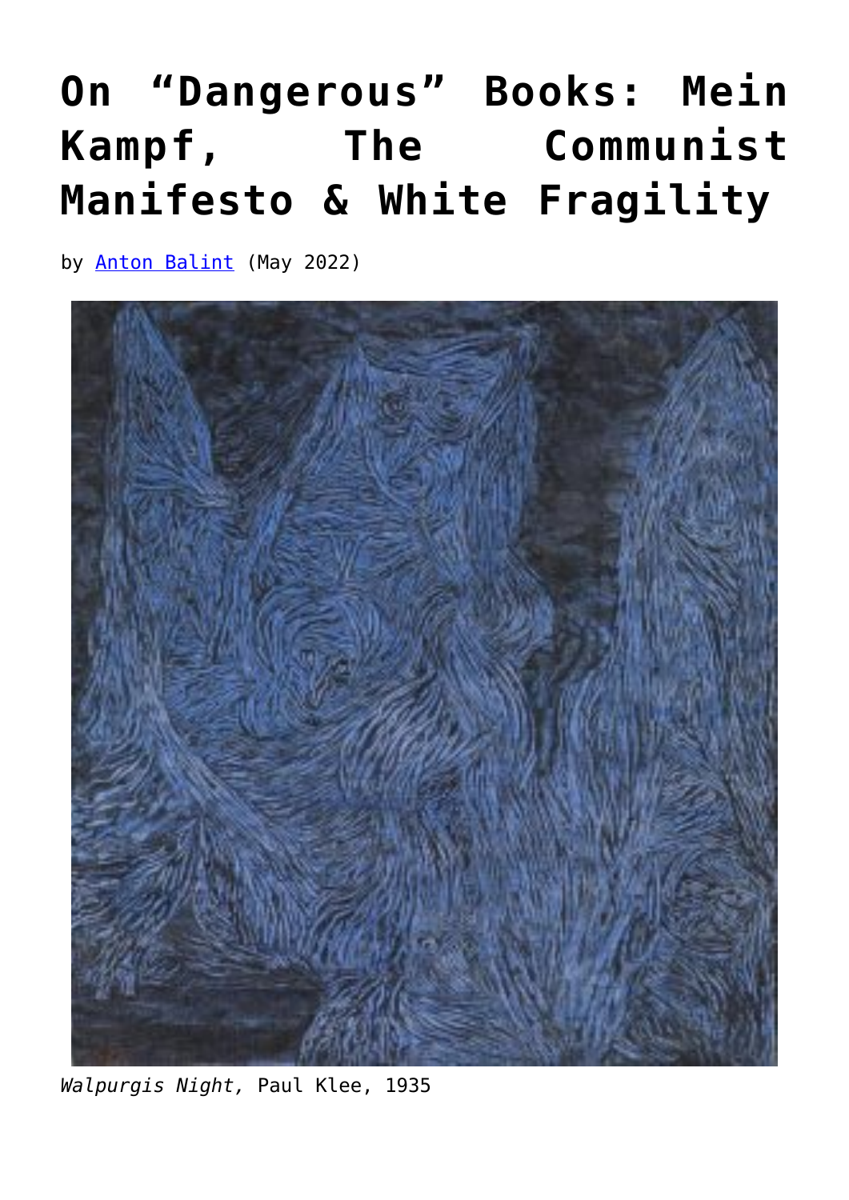# On "Dangerous" Books: Mein Kampf, The Communist Manifesto & White Fragility

by [Anton Balint](#) (May 2022)

*Walpurgis Night,* Paul Klee, 1935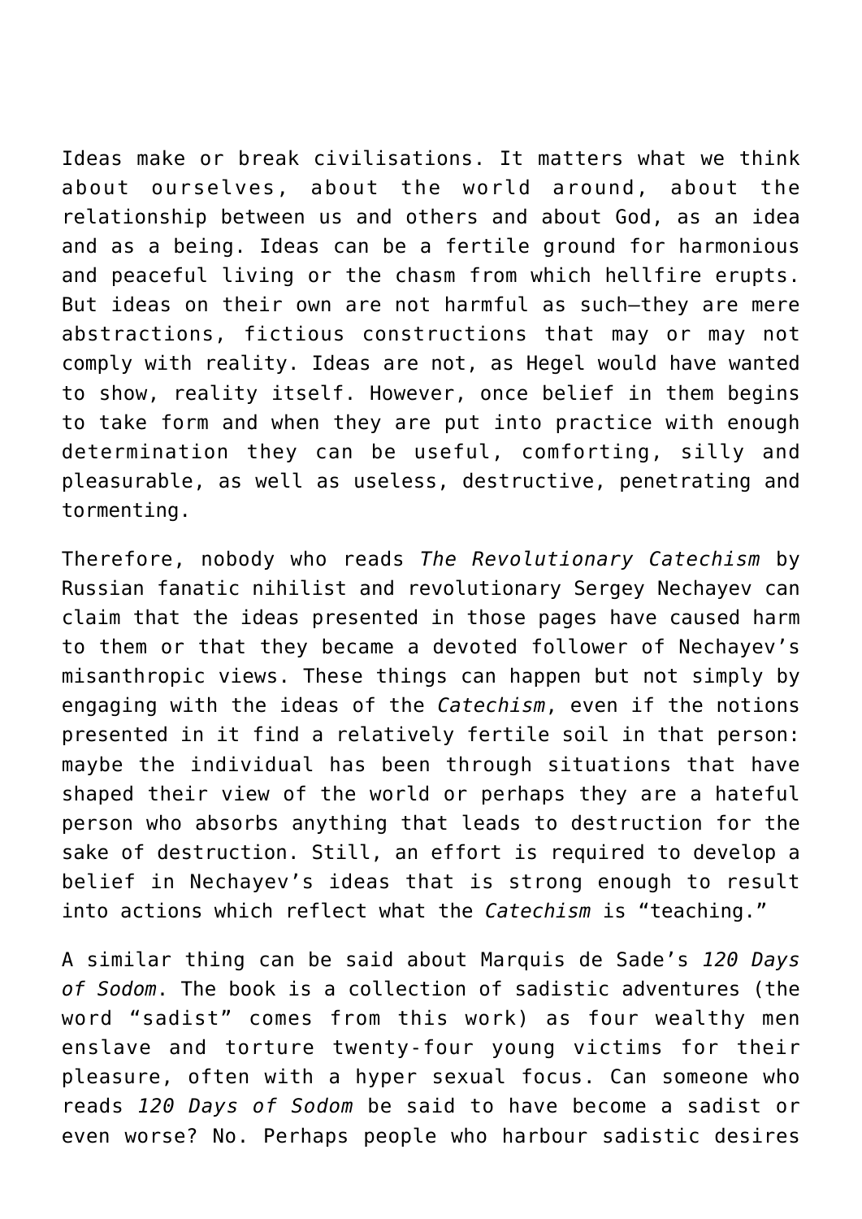Ideas make or break civilisations. It matters what we think about ourselves, about the world around, about the relationship between us and others and about God, as an idea and as a being. Ideas can be a fertile ground for harmonious and peaceful living or the chasm from which hellfire erupts. But ideas on their own are not harmful as such—they are mere abstractions, fictious constructions that may or may not comply with reality. Ideas are not, as Hegel would have wanted to show, reality itself. However, once belief in them begins to take form and when they are put into practice with enough determination they can be useful, comforting, silly and pleasurable, as well as useless, destructive, penetrating and tormenting.

Therefore, nobody who reads *The Revolutionary Catechism* by Russian fanatic nihilist and revolutionary Sergey Nechayev can claim that the ideas presented in those pages have caused harm to them or that they became a devoted follower of Nechayev's misanthropic views. These things can happen but not simply by engaging with the ideas of the *Catechism*, even if the notions presented in it find a relatively fertile soil in that person: maybe the individual has been through situations that have shaped their view of the world or perhaps they are a hateful person who absorbs anything that leads to destruction for the sake of destruction. Still, an effort is required to develop a belief in Nechayev's ideas that is strong enough to result into actions which reflect what the *Catechism* is "teaching."

A similar thing can be said about Marquis de Sade's *120 Days of Sodom*. The book is a collection of sadistic adventures (the word "sadist" comes from this work) as four wealthy men enslave and torture twenty-four young victims for their pleasure, often with a hyper sexual focus. Can someone who reads *120 Days of Sodom* be said to have become a sadist or even worse? No. Perhaps people who harbour sadistic desires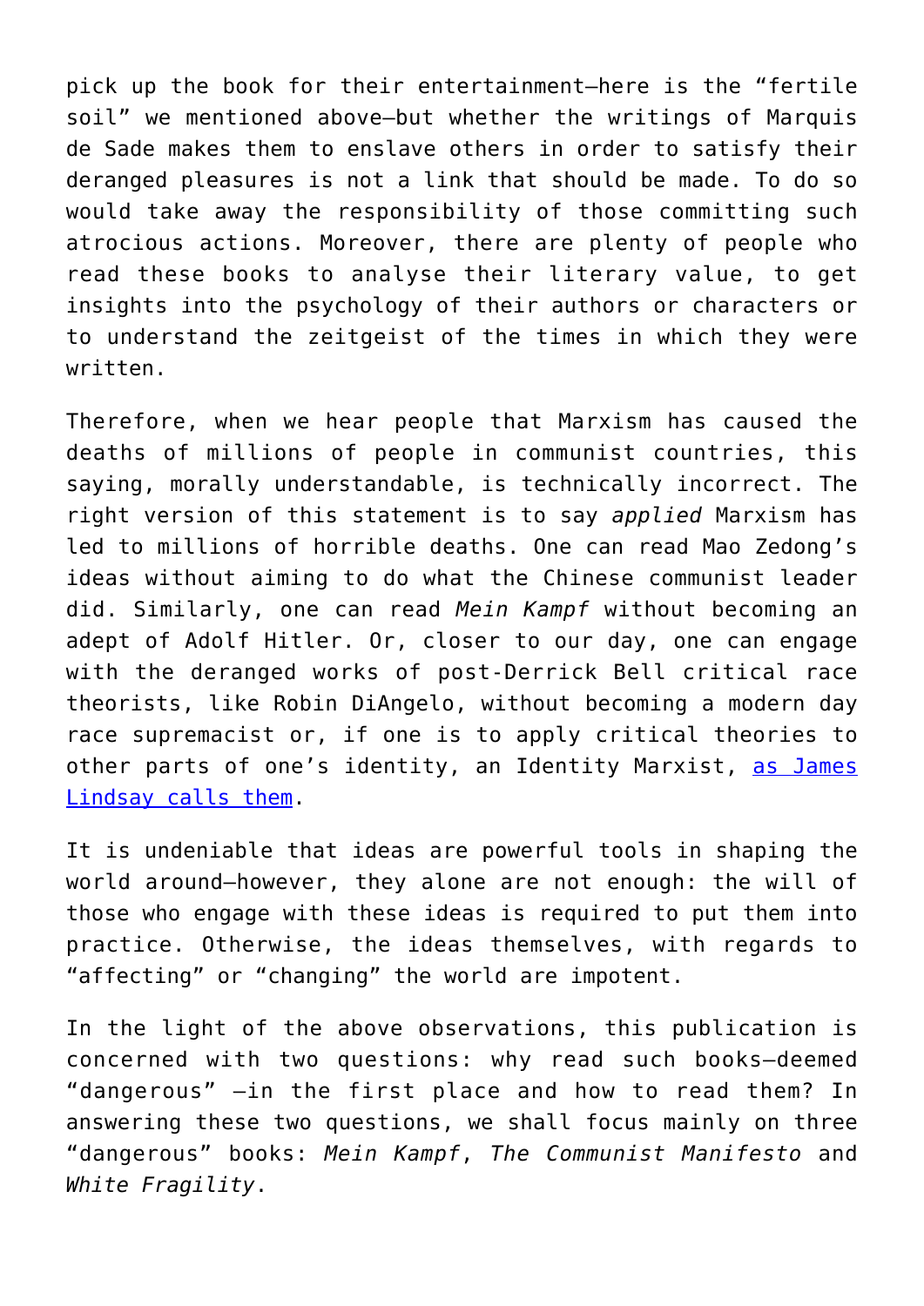pick up the book for their entertainment—here is the "fertile soil" we mentioned above—but whether the writings of Marquis de Sade makes them to enslave others in order to satisfy their deranged pleasures is not a link that should be made. To do so would take away the responsibility of those committing such atrocious actions. Moreover, there are plenty of people who read these books to analyse their literary value, to get insights into the psychology of their authors or characters or to understand the zeitgeist of the times in which they were written.

Therefore, when we hear people that Marxism has caused the deaths of millions of people in communist countries, this saying, morally understandable, is technically incorrect. The right version of this statement is to say *applied* Marxism has led to millions of horrible deaths. One can read Mao Zedong's ideas without aiming to do what the Chinese communist leader did. Similarly, one can read *Mein Kampf* without becoming an adept of Adolf Hitler. Or, closer to our day, one can engage with the deranged works of post-Derrick Bell critical race theorists, like Robin DiAngelo, without becoming a modern day race supremacist or, if one is to apply critical theories to other parts of one's identity, an Identity Marxist, as James Lindsay calls them.

It is undeniable that ideas are powerful tools in shaping the world around—however, they alone are not enough: the will of those who engage with these ideas is required to put them into practice. Otherwise, the ideas themselves, with regards to "affecting" or "changing" the world are impotent.

In the light of the above observations, this publication is concerned with two questions: why read such books—deemed "dangerous" —in the first place and how to read them? In answering these two questions, we shall focus mainly on three "dangerous" books: *Mein Kampf*, *The Communist Manifesto* and *White Fragility*.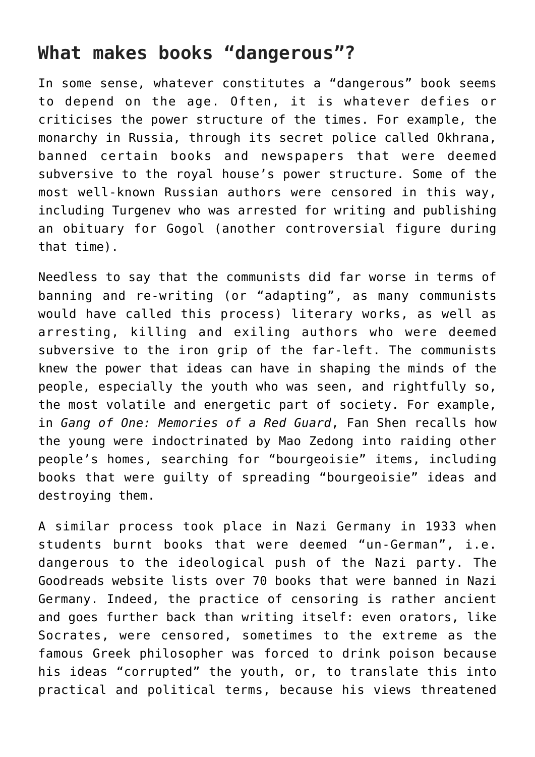## What makes books "dangerous"?

In some sense, whatever constitutes a "dangerous" book seems to depend on the age. Often, it is whatever defies or criticises the power structure of the times. For example, the monarchy in Russia, through its secret police called Okhrana, banned certain books and newspapers that were deemed subversive to the royal house's power structure. Some of the most well-known Russian authors were censored in this way, including Turgenev who was arrested for writing and publishing an obituary for Gogol (another controversial figure during that time).

Needless to say that the communists did far worse in terms of banning and re-writing (or "adapting", as many communists would have called this process) literary works, as well as arresting, killing and exiling authors who were deemed subversive to the iron grip of the far-left. The communists knew the power that ideas can have in shaping the minds of the people, especially the youth who was seen, and rightfully so, the most volatile and energetic part of society. For example, in *Gang of One: Memories of a Red Guard*, Fan Shen recalls how the young were indoctrinated by Mao Zedong into raiding other people's homes, searching for "bourgeoisie" items, including books that were guilty of spreading "bourgeoisie" ideas and destroying them.

A similar process took place in Nazi Germany in 1933 when students burnt books that were deemed "un-German", i.e. dangerous to the ideological push of the Nazi party. The Goodreads website lists over 70 books that were banned in Nazi Germany. Indeed, the practice of censoring is rather ancient and goes further back than writing itself: even orators, like Socrates, were censored, sometimes to the extreme as the famous Greek philosopher was forced to drink poison because his ideas "corrupted" the youth, or, to translate this into practical and political terms, because his views threatened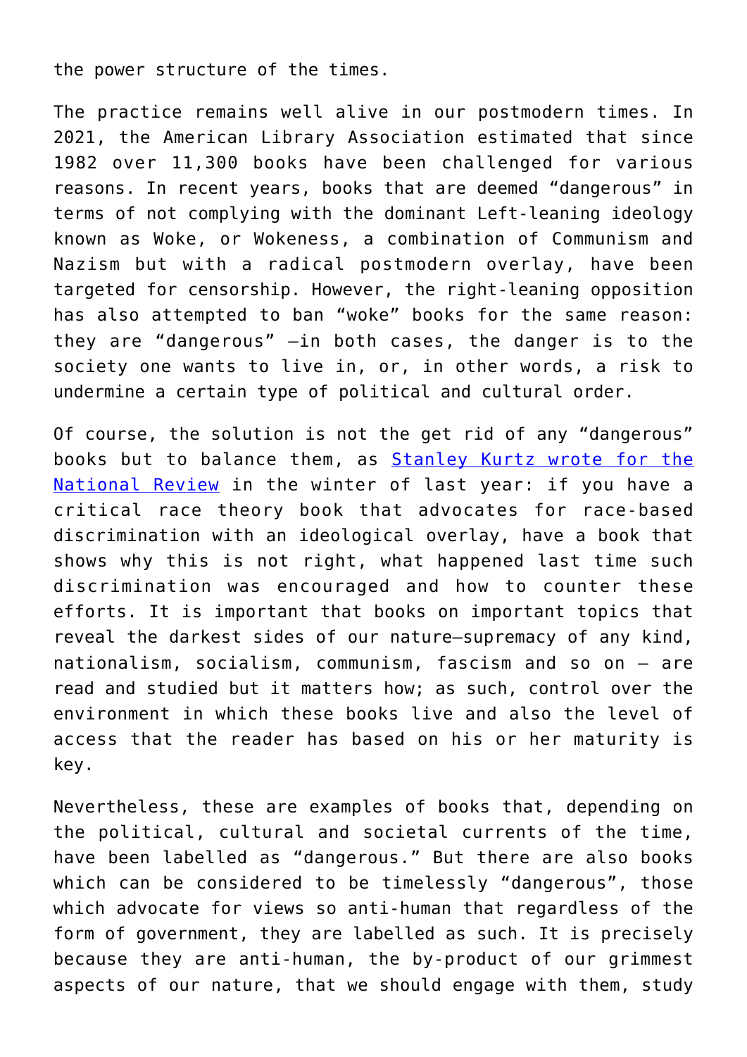the power structure of the times.

The practice remains well alive in our postmodern times. In 2021, the American Library Association estimated that since 1982 over 11,300 books have been challenged for various reasons. In recent years, books that are deemed "dangerous" in terms of not complying with the dominant Left-leaning ideology known as Woke, or Wokeness, a combination of Communism and Nazism but with a radical postmodern overlay, have been targeted for censorship. However, the right-leaning opposition has also attempted to ban "woke" books for the same reason: they are "dangerous" –in both cases, the danger is to the society one wants to live in, or, in other words, a risk to undermine a certain type of political and cultural order.

Of course, the solution is not the get rid of any "dangerous" books but to balance them, as [Stanley Kurtz wrote for the National Review]() in the winter of last year: if you have a critical race theory book that advocates for race-based discrimination with an ideological overlay, have a book that shows why this is not right, what happened last time such discrimination was encouraged and how to counter these efforts. It is important that books on important topics that reveal the darkest sides of our nature—supremacy of any kind, nationalism, socialism, communism, fascism and so on – are read and studied but it matters how; as such, control over the environment in which these books live and also the level of access that the reader has based on his or her maturity is key.

Nevertheless, these are examples of books that, depending on the political, cultural and societal currents of the time, have been labelled as "dangerous." But there are also books which can be considered to be timelessly "dangerous", those which advocate for views so anti-human that regardless of the form of government, they are labelled as such. It is precisely because they are anti-human, the by-product of our grimmest aspects of our nature, that we should engage with them, study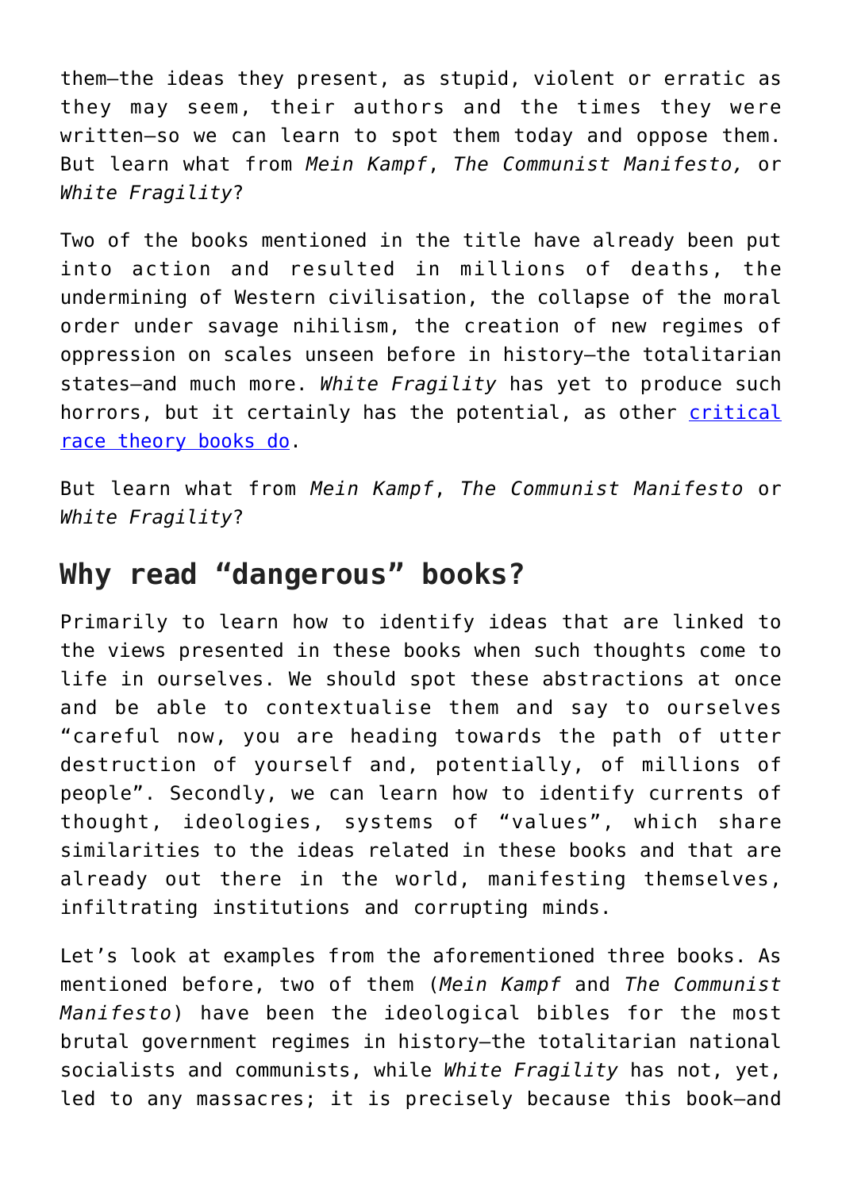them—the ideas they present, as stupid, violent or erratic as they may seem, their authors and the times they were written—so we can learn to spot them today and oppose them. But learn what from *Mein Kampf*, *The Communist Manifesto,* or *White Fragility*?

Two of the books mentioned in the title have already been put into action and resulted in millions of deaths, the undermining of Western civilisation, the collapse of the moral order under savage nihilism, the creation of new regimes of oppression on scales unseen before in history—the totalitarian states—and much more. *White Fragility* has yet to produce such horrors, but it certainly has the potential, as other critical race theory books do.

But learn what from *Mein Kampf*, *The Communist Manifesto* or *White Fragility*?

## Why read "dangerous" books?

Primarily to learn how to identify ideas that are linked to the views presented in these books when such thoughts come to life in ourselves. We should spot these abstractions at once and be able to contextualise them and say to ourselves "careful now, you are heading towards the path of utter destruction of yourself and, potentially, of millions of people". Secondly, we can learn how to identify currents of thought, ideologies, systems of "values", which share similarities to the ideas related in these books and that are already out there in the world, manifesting themselves, infiltrating institutions and corrupting minds.

Let's look at examples from the aforementioned three books. As mentioned before, two of them (*Mein Kampf* and *The Communist Manifesto*) have been the ideological bibles for the most brutal government regimes in history—the totalitarian national socialists and communists, while *White Fragility* has not, yet, led to any massacres; it is precisely because this book—and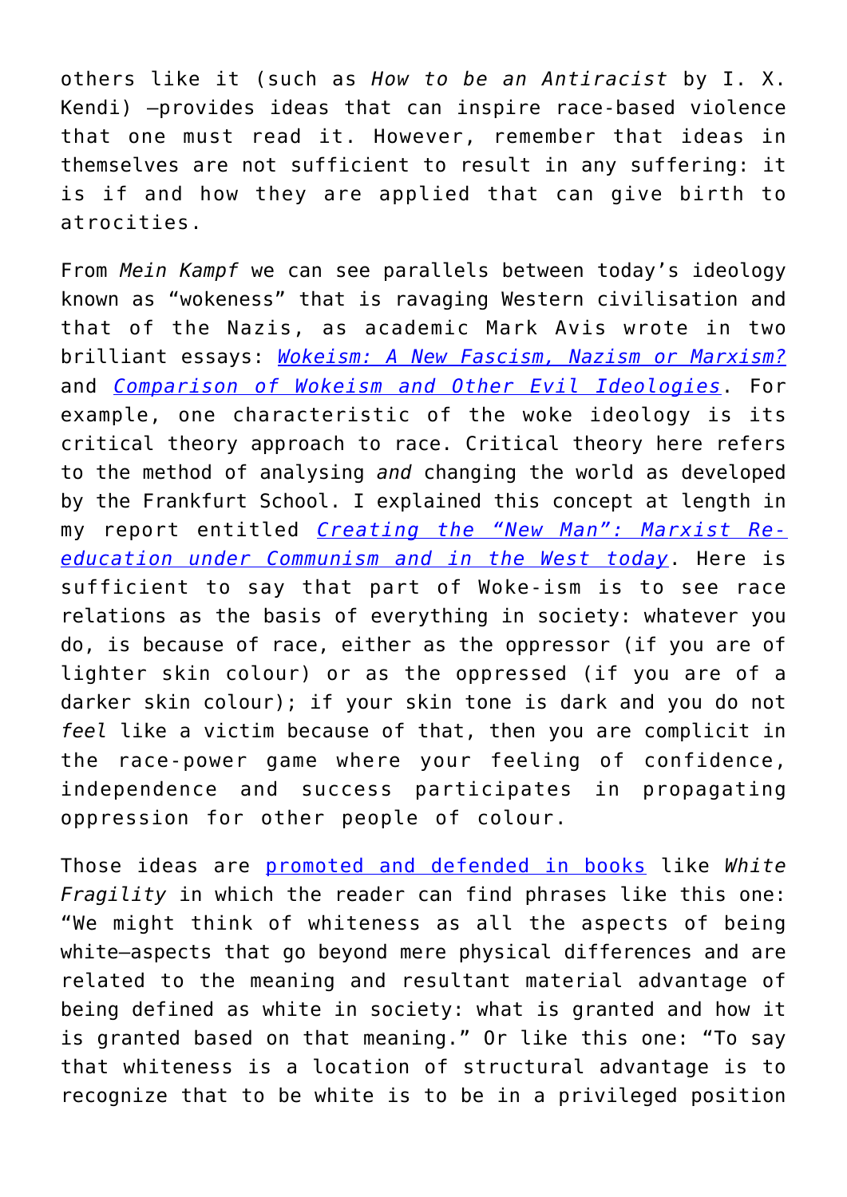others like it (such as *How to be an Antiracist* by I. X. Kendi) —provides ideas that can inspire race-based violence that one must read it. However, remember that ideas in themselves are not sufficient to result in any suffering: it is if and how they are applied that can give birth to atrocities.

From *Mein Kampf* we can see parallels between today's ideology known as "wokeness" that is ravaging Western civilisation and that of the Nazis, as academic Mark Avis wrote in two brilliant essays: *Wokeism: A New Fascism, Nazism or Marxism?* and *Comparison of Wokeism and Other Evil Ideologies*. For example, one characteristic of the woke ideology is its critical theory approach to race. Critical theory here refers to the method of analysing *and* changing the world as developed by the Frankfurt School. I explained this concept at length in my report entitled *Creating the "New Man": Marxist Re-education under Communism and in the West today*. Here is sufficient to say that part of Woke-ism is to see race relations as the basis of everything in society: whatever you do, is because of race, either as the oppressor (if you are of lighter skin colour) or as the oppressed (if you are of a darker skin colour); if your skin tone is dark and you do not *feel* like a victim because of that, then you are complicit in the race-power game where your feeling of confidence, independence and success participates in propagating oppression for other people of colour.

Those ideas are promoted and defended in books like *White Fragility* in which the reader can find phrases like this one: "We might think of whiteness as all the aspects of being white—aspects that go beyond mere physical differences and are related to the meaning and resultant material advantage of being defined as white in society: what is granted and how it is granted based on that meaning." Or like this one: "To say that whiteness is a location of structural advantage is to recognize that to be white is to be in a privileged position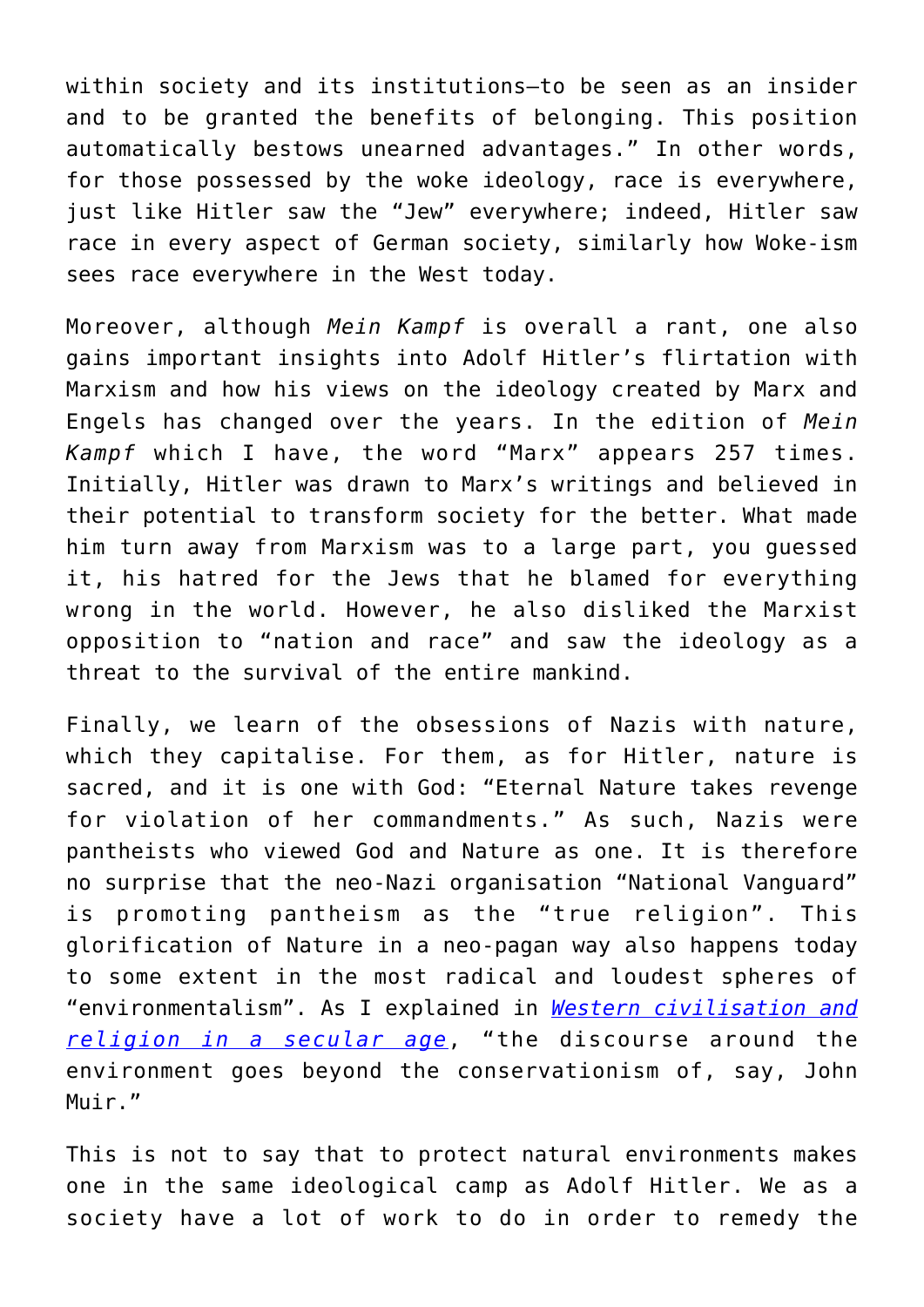within society and its institutions—to be seen as an insider and to be granted the benefits of belonging. This position automatically bestows unearned advantages." In other words, for those possessed by the woke ideology, race is everywhere, just like Hitler saw the "Jew" everywhere; indeed, Hitler saw race in every aspect of German society, similarly how Woke-ism sees race everywhere in the West today.

Moreover, although *Mein Kampf* is overall a rant, one also gains important insights into Adolf Hitler's flirtation with Marxism and how his views on the ideology created by Marx and Engels has changed over the years. In the edition of *Mein Kampf* which I have, the word "Marx" appears 257 times. Initially, Hitler was drawn to Marx's writings and believed in their potential to transform society for the better. What made him turn away from Marxism was to a large part, you guessed it, his hatred for the Jews that he blamed for everything wrong in the world. However, he also disliked the Marxist opposition to "nation and race" and saw the ideology as a threat to the survival of the entire mankind.

Finally, we learn of the obsessions of Nazis with nature, which they capitalise. For them, as for Hitler, nature is sacred, and it is one with God: "Eternal Nature takes revenge for violation of her commandments." As such, Nazis were pantheists who viewed God and Nature as one. It is therefore no surprise that the neo-Nazi organisation "National Vanguard" is promoting pantheism as the "true religion". This glorification of Nature in a neo-pagan way also happens today to some extent in the most radical and loudest spheres of "environmentalism". As I explained in *Western civilisation and religion in a secular age*, "the discourse around the environment goes beyond the conservationism of, say, John Muir."

This is not to say that to protect natural environments makes one in the same ideological camp as Adolf Hitler. We as a society have a lot of work to do in order to remedy the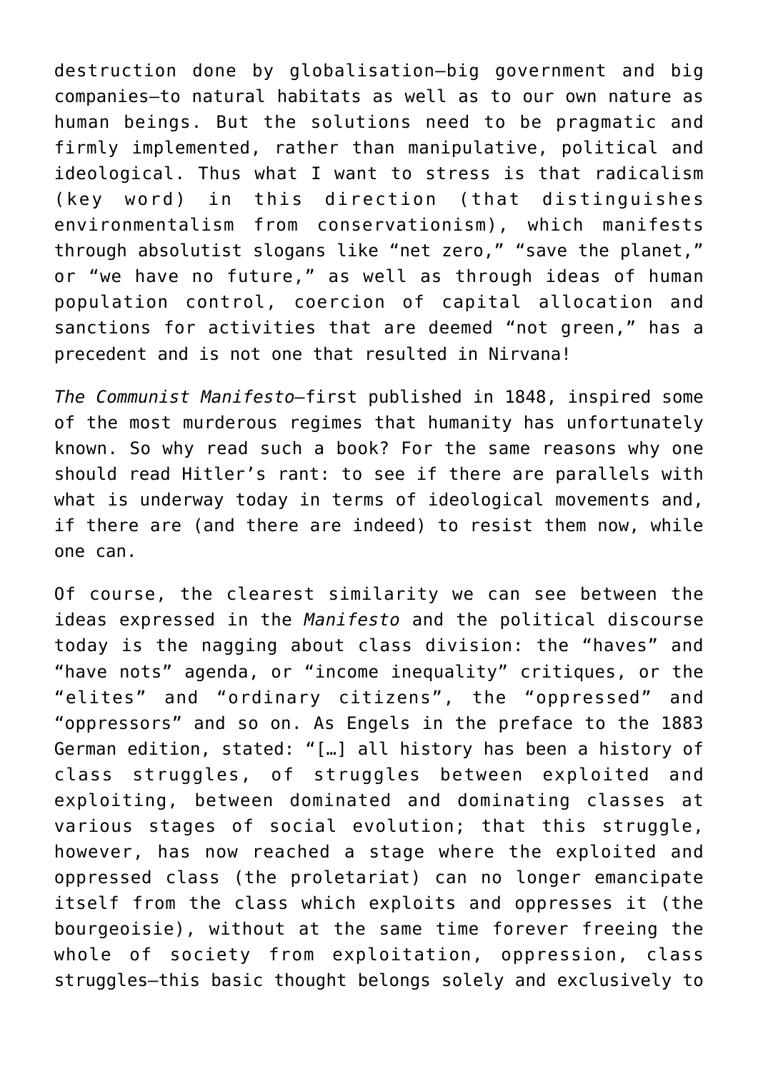destruction done by globalisation—big government and big companies—to natural habitats as well as to our own nature as human beings. But the solutions need to be pragmatic and firmly implemented, rather than manipulative, political and ideological. Thus what I want to stress is that radicalism (key word) in this direction (that distinguishes environmentalism from conservationism), which manifests through absolutist slogans like “net zero,” “save the planet,” or “we have no future,” as well as through ideas of human population control, coercion of capital allocation and sanctions for activities that are deemed “not green,” has a precedent and is not one that resulted in Nirvana!

*The Communist Manifesto*—first published in 1848, inspired some of the most murderous regimes that humanity has unfortunately known. So why read such a book? For the same reasons why one should read Hitler’s rant: to see if there are parallels with what is underway today in terms of ideological movements and, if there are (and there are indeed) to resist them now, while one can.

Of course, the clearest similarity we can see between the ideas expressed in the *Manifesto* and the political discourse today is the nagging about class division: the “haves” and “have nots” agenda, or “income inequality” critiques, or the “elites” and “ordinary citizens”, the “oppressed” and “oppressors” and so on. As Engels in the preface to the 1883 German edition, stated: “[…] all history has been a history of class struggles, of struggles between exploited and exploiting, between dominated and dominating classes at various stages of social evolution; that this struggle, however, has now reached a stage where the exploited and oppressed class (the proletariat) can no longer emancipate itself from the class which exploits and oppresses it (the bourgeoisie), without at the same time forever freeing the whole of society from exploitation, oppression, class struggles—this basic thought belongs solely and exclusively to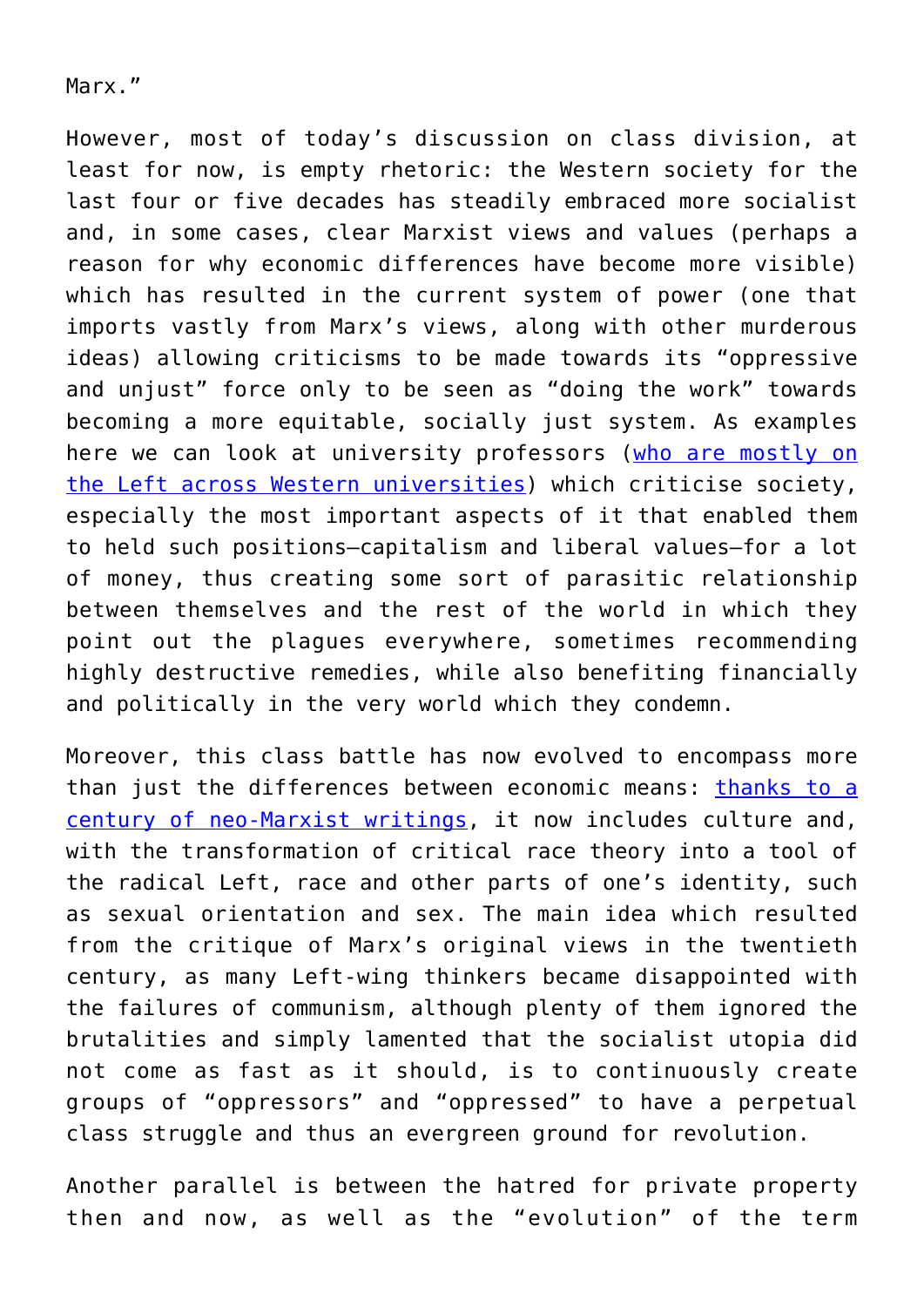Marx."

However, most of today's discussion on class division, at least for now, is empty rhetoric: the Western society for the last four or five decades has steadily embraced more socialist and, in some cases, clear Marxist views and values (perhaps a reason for why economic differences have become more visible) which has resulted in the current system of power (one that imports vastly from Marx's views, along with other murderous ideas) allowing criticisms to be made towards its "oppressive and unjust" force only to be seen as "doing the work" towards becoming a more equitable, socially just system. As examples here we can look at university professors (who are mostly on the Left across Western universities) which criticise society, especially the most important aspects of it that enabled them to held such positions—capitalism and liberal values—for a lot of money, thus creating some sort of parasitic relationship between themselves and the rest of the world in which they point out the plagues everywhere, sometimes recommending highly destructive remedies, while also benefiting financially and politically in the very world which they condemn.

Moreover, this class battle has now evolved to encompass more than just the differences between economic means: thanks to a century of neo-Marxist writings, it now includes culture and, with the transformation of critical race theory into a tool of the radical Left, race and other parts of one's identity, such as sexual orientation and sex. The main idea which resulted from the critique of Marx's original views in the twentieth century, as many Left-wing thinkers became disappointed with the failures of communism, although plenty of them ignored the brutalities and simply lamented that the socialist utopia did not come as fast as it should, is to continuously create groups of "oppressors" and "oppressed" to have a perpetual class struggle and thus an evergreen ground for revolution.

Another parallel is between the hatred for private property then and now, as well as the "evolution" of the term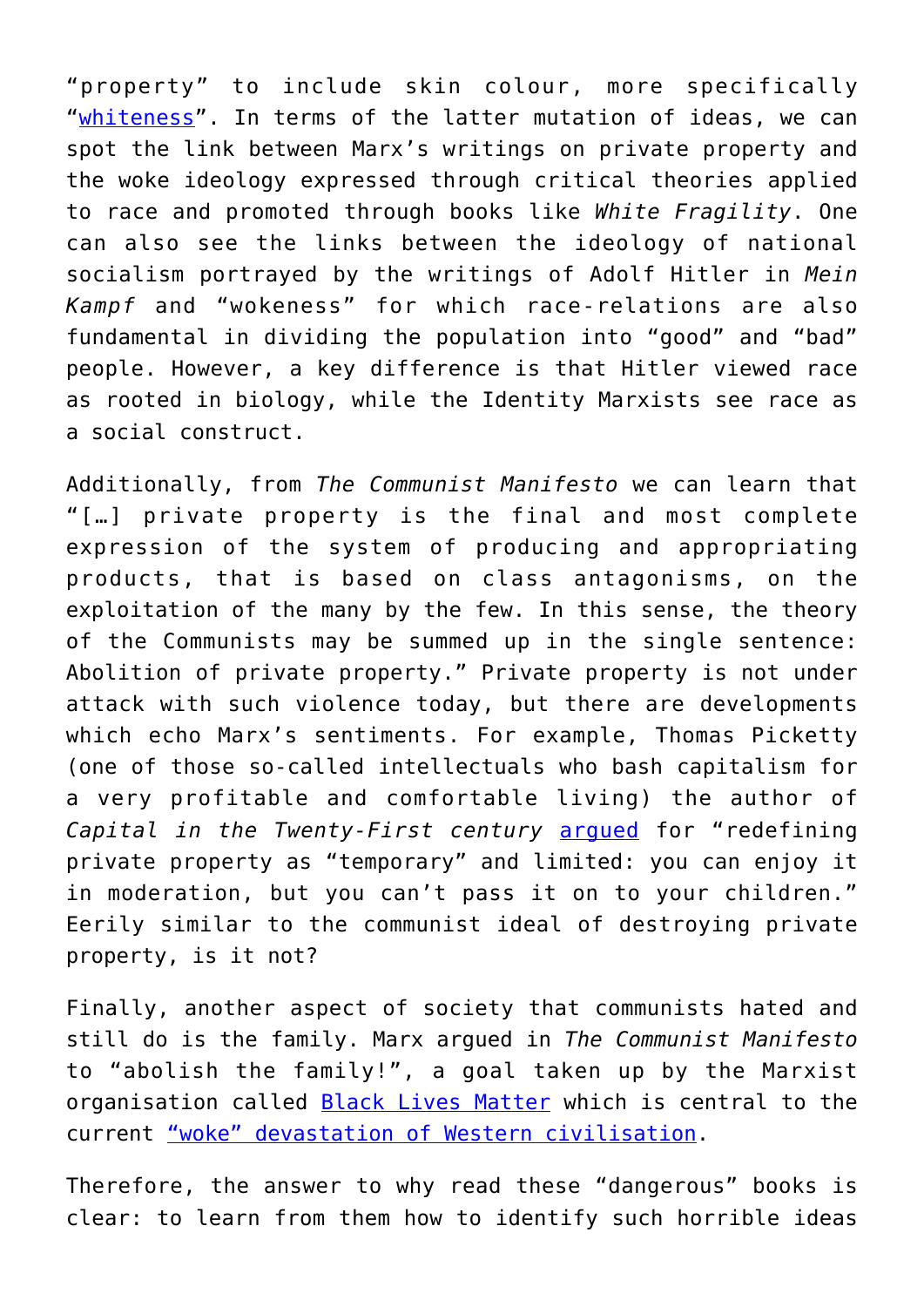"property" to include skin colour, more specifically "whiteness". In terms of the latter mutation of ideas, we can spot the link between Marx's writings on private property and the woke ideology expressed through critical theories applied to race and promoted through books like *White Fragility*. One can also see the links between the ideology of national socialism portrayed by the writings of Adolf Hitler in *Mein Kampf* and "wokeness" for which race-relations are also fundamental in dividing the population into "good" and "bad" people. However, a key difference is that Hitler viewed race as rooted in biology, while the Identity Marxists see race as a social construct.

Additionally, from *The Communist Manifesto* we can learn that "[…] private property is the final and most complete expression of the system of producing and appropriating products, that is based on class antagonisms, on the exploitation of the many by the few. In this sense, the theory of the Communists may be summed up in the single sentence: Abolition of private property." Private property is not under attack with such violence today, but there are developments which echo Marx's sentiments. For example, Thomas Picketty (one of those so-called intellectuals who bash capitalism for a very profitable and comfortable living) the author of *Capital in the Twenty-First century* argued for "redefining private property as "temporary" and limited: you can enjoy it in moderation, but you can't pass it on to your children." Eerily similar to the communist ideal of destroying private property, is it not?

Finally, another aspect of society that communists hated and still do is the family. Marx argued in *The Communist Manifesto* to "abolish the family!", a goal taken up by the Marxist organisation called Black Lives Matter which is central to the current "woke" devastation of Western civilisation.

Therefore, the answer to why read these "dangerous" books is clear: to learn from them how to identify such horrible ideas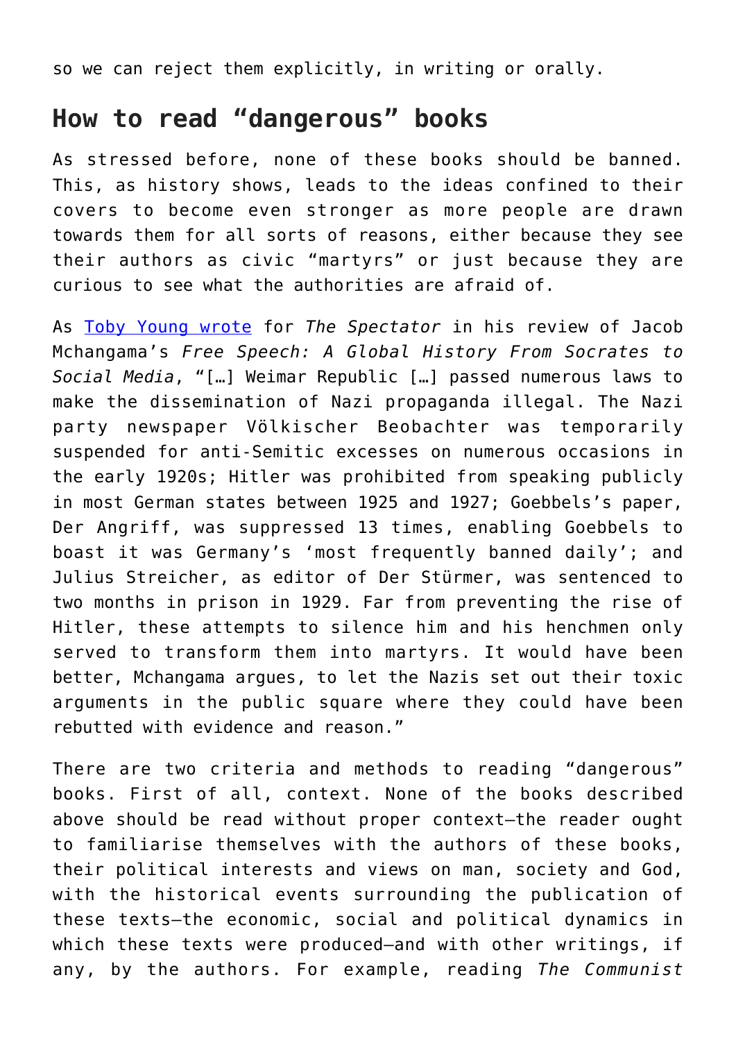so we can reject them explicitly, in writing or orally.

## How to read "dangerous" books

As stressed before, none of these books should be banned. This, as history shows, leads to the ideas confined to their covers to become even stronger as more people are drawn towards them for all sorts of reasons, either because they see their authors as civic "martyrs" or just because they are curious to see what the authorities are afraid of.

As [Toby Young wrote](#) for *The Spectator* in his review of Jacob Mchangama's *Free Speech: A Global History From Socrates to Social Media*, "[…] Weimar Republic […] passed numerous laws to make the dissemination of Nazi propaganda illegal. The Nazi party newspaper Völkischer Beobachter was temporarily suspended for anti-Semitic excesses on numerous occasions in the early 1920s; Hitler was prohibited from speaking publicly in most German states between 1925 and 1927; Goebbels's paper, Der Angriff, was suppressed 13 times, enabling Goebbels to boast it was Germany's 'most frequently banned daily'; and Julius Streicher, as editor of Der Stürmer, was sentenced to two months in prison in 1929. Far from preventing the rise of Hitler, these attempts to silence him and his henchmen only served to transform them into martyrs. It would have been better, Mchangama argues, to let the Nazis set out their toxic arguments in the public square where they could have been rebutted with evidence and reason."

There are two criteria and methods to reading "dangerous" books. First of all, context. None of the books described above should be read without proper context—the reader ought to familiarise themselves with the authors of these books, their political interests and views on man, society and God, with the historical events surrounding the publication of these texts—the economic, social and political dynamics in which these texts were produced—and with other writings, if any, by the authors. For example, reading *The Communist*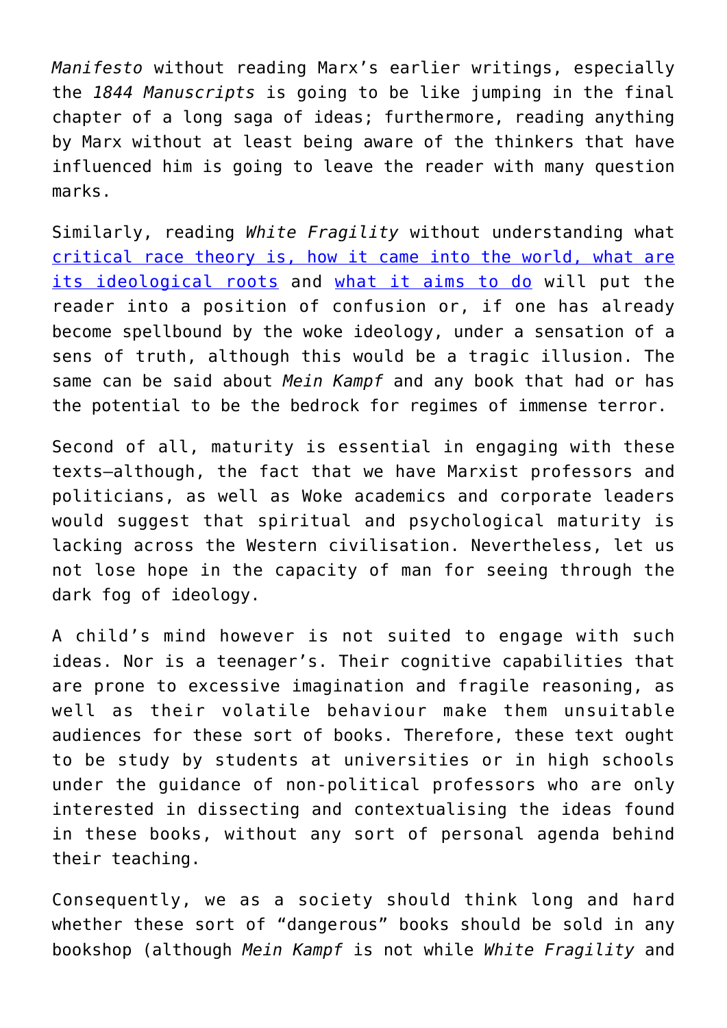*Manifesto* without reading Marx's earlier writings, especially the *1844 Manuscripts* is going to be like jumping in the final chapter of a long saga of ideas; furthermore, reading anything by Marx without at least being aware of the thinkers that have influenced him is going to leave the reader with many question marks.

Similarly, reading *White Fragility* without understanding what [critical race theory is, how it came into the world, what are its ideological roots]() and [what it aims to do]() will put the reader into a position of confusion or, if one has already become spellbound by the woke ideology, under a sensation of a sens of truth, although this would be a tragic illusion. The same can be said about *Mein Kampf* and any book that had or has the potential to be the bedrock for regimes of immense terror.

Second of all, maturity is essential in engaging with these texts—although, the fact that we have Marxist professors and politicians, as well as Woke academics and corporate leaders would suggest that spiritual and psychological maturity is lacking across the Western civilisation. Nevertheless, let us not lose hope in the capacity of man for seeing through the dark fog of ideology.

A child's mind however is not suited to engage with such ideas. Nor is a teenager's. Their cognitive capabilities that are prone to excessive imagination and fragile reasoning, as well as their volatile behaviour make them unsuitable audiences for these sort of books. Therefore, these text ought to be study by students at universities or in high schools under the guidance of non-political professors who are only interested in dissecting and contextualising the ideas found in these books, without any sort of personal agenda behind their teaching.

Consequently, we as a society should think long and hard whether these sort of "dangerous" books should be sold in any bookshop (although *Mein Kampf* is not while *White Fragility* and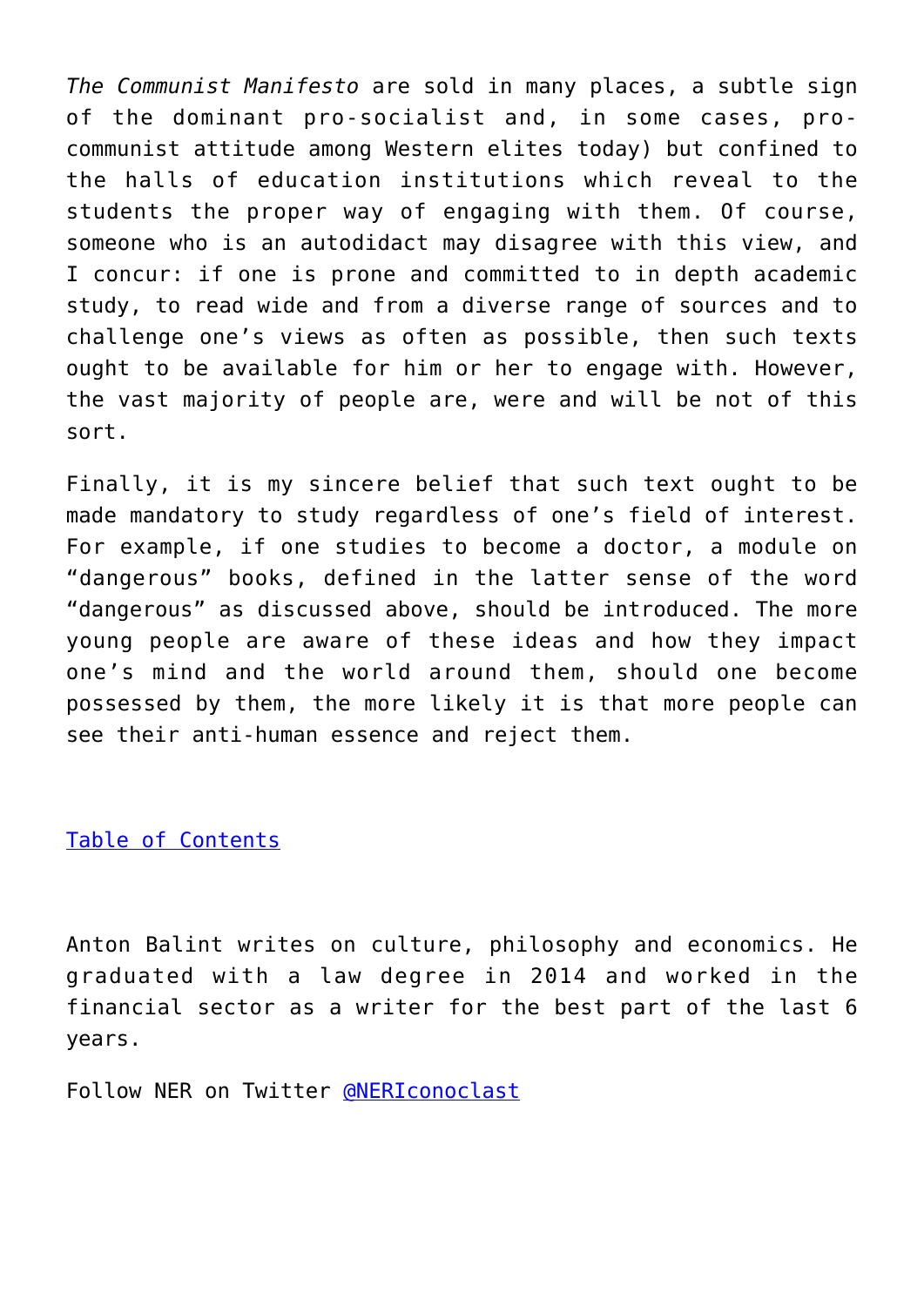*The Communist Manifesto* are sold in many places, a subtle sign of the dominant pro-socialist and, in some cases, pro-communist attitude among Western elites today) but confined to the halls of education institutions which reveal to the students the proper way of engaging with them. Of course, someone who is an autodidact may disagree with this view, and I concur: if one is prone and committed to in depth academic study, to read wide and from a diverse range of sources and to challenge one's views as often as possible, then such texts ought to be available for him or her to engage with. However, the vast majority of people are, were and will be not of this sort.

Finally, it is my sincere belief that such text ought to be made mandatory to study regardless of one's field of interest. For example, if one studies to become a doctor, a module on "dangerous" books, defined in the latter sense of the word "dangerous" as discussed above, should be introduced. The more young people are aware of these ideas and how they impact one's mind and the world around them, should one become possessed by them, the more likely it is that more people can see their anti-human essence and reject them.

[Table of Contents]

Anton Balint writes on culture, philosophy and economics. He graduated with a law degree in 2014 and worked in the financial sector as a writer for the best part of the last 6 years.

Follow NER on Twitter [@NERIconoclast]